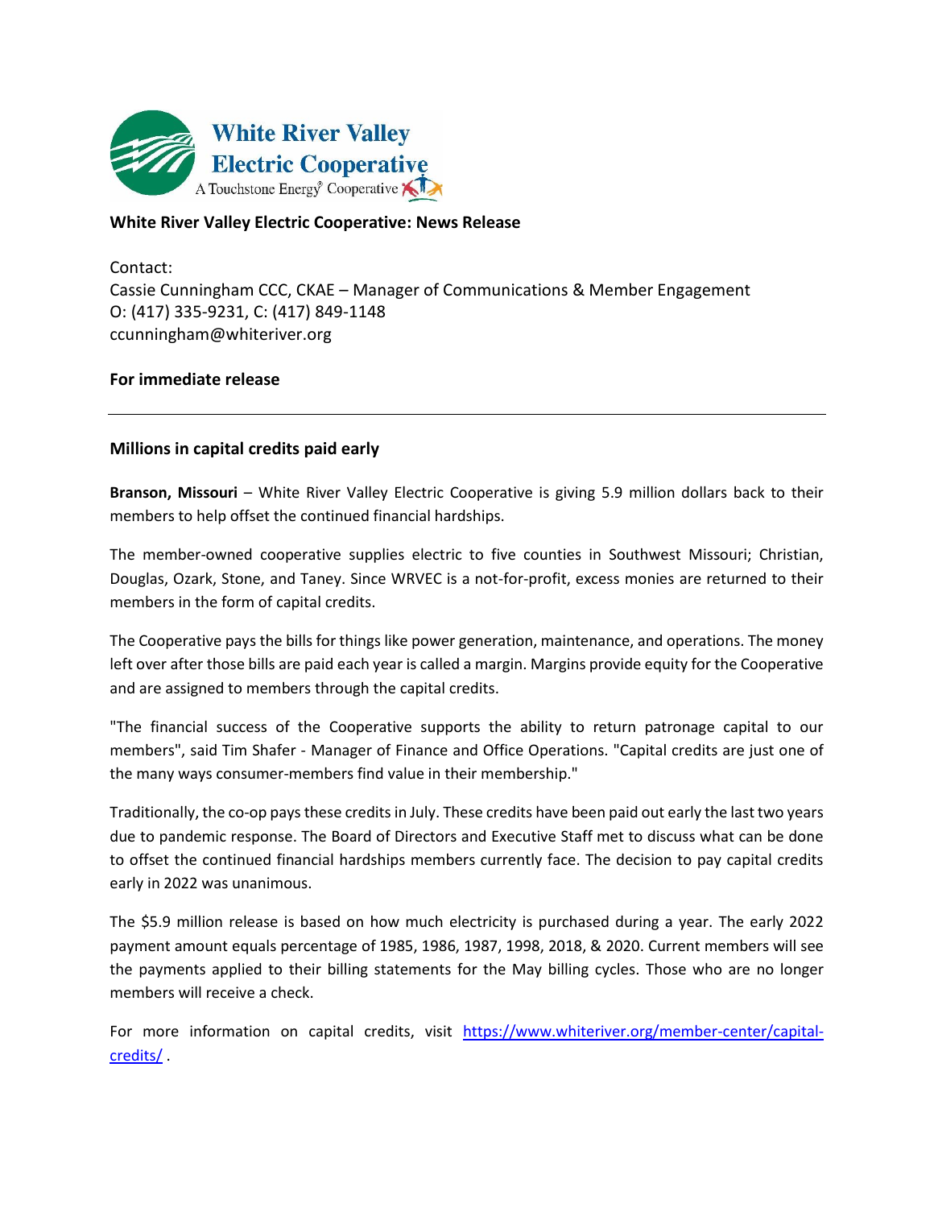White River Valley Electric Cooperative
A Touchstone Energy® Cooperative

**White River Valley Electric Cooperative: News Release**

Contact:
Cassie Cunningham CCC, CKAE – Manager of Communications & Member Engagement
O: (417) 335-9231, C: (417) 849-1148
ccunningham@whiteriver.org

**For immediate release**

---

## Millions in capital credits paid early

**Branson, Missouri** – White River Valley Electric Cooperative is giving 5.9 million dollars back to their members to help offset the continued financial hardships.

The member-owned cooperative supplies electric to five counties in Southwest Missouri; Christian, Douglas, Ozark, Stone, and Taney. Since WRVEC is a not-for-profit, excess monies are returned to their members in the form of capital credits.

The Cooperative pays the bills for things like power generation, maintenance, and operations. The money left over after those bills are paid each year is called a margin. Margins provide equity for the Cooperative and are assigned to members through the capital credits.

"The financial success of the Cooperative supports the ability to return patronage capital to our members", said Tim Shafer - Manager of Finance and Office Operations. "Capital credits are just one of the many ways consumer-members find value in their membership."

Traditionally, the co-op pays these credits in July. These credits have been paid out early the last two years due to pandemic response. The Board of Directors and Executive Staff met to discuss what can be done to offset the continued financial hardships members currently face. The decision to pay capital credits early in 2022 was unanimous.

The $5.9 million release is based on how much electricity is purchased during a year. The early 2022 payment amount equals percentage of 1985, 1986, 1987, 1998, 2018, & 2020. Current members will see the payments applied to their billing statements for the May billing cycles. Those who are no longer members will receive a check.

For more information on capital credits, visit https://www.whiteriver.org/member-center/capital-credits/ .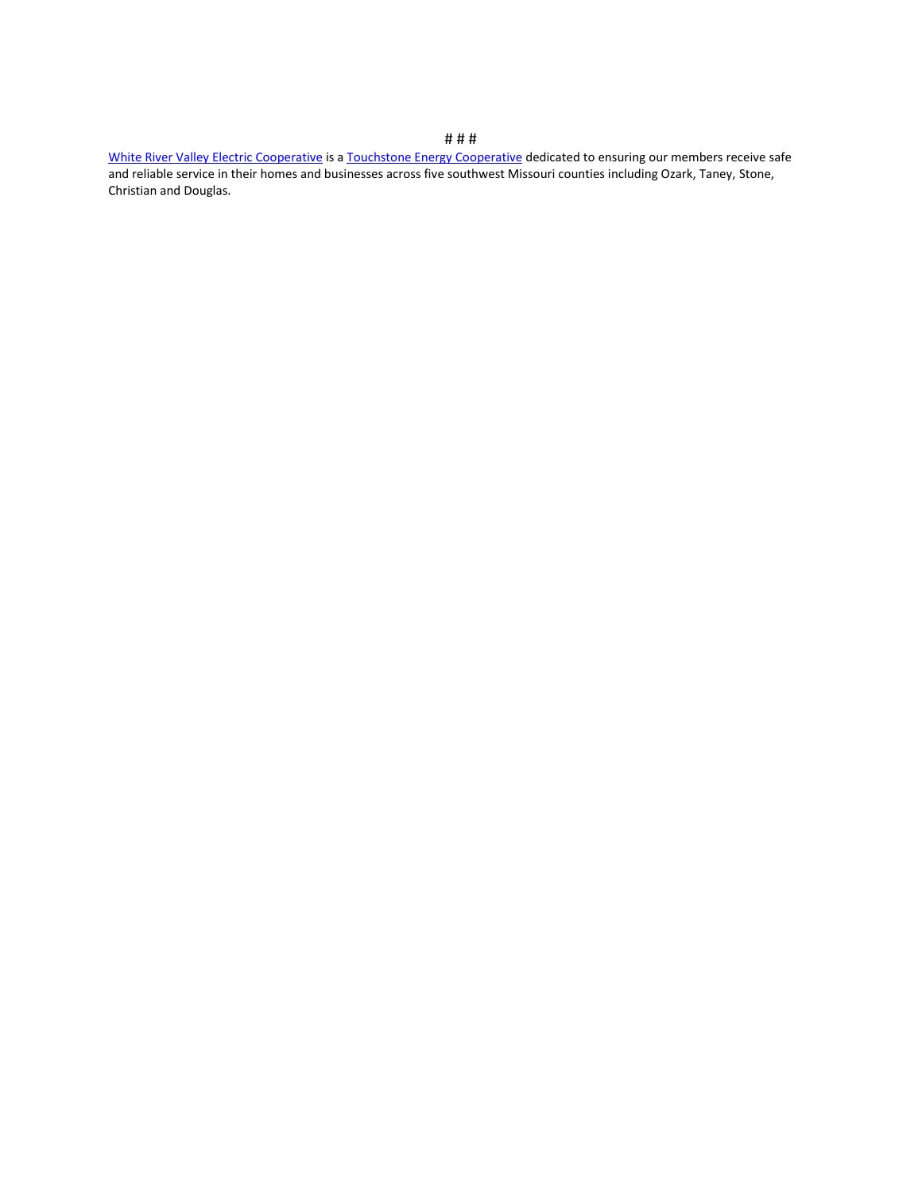# # #

White River Valley Electric Cooperative is a Touchstone Energy Cooperative dedicated to ensuring our members receive safe and reliable service in their homes and businesses across five southwest Missouri counties including Ozark, Taney, Stone, Christian and Douglas.